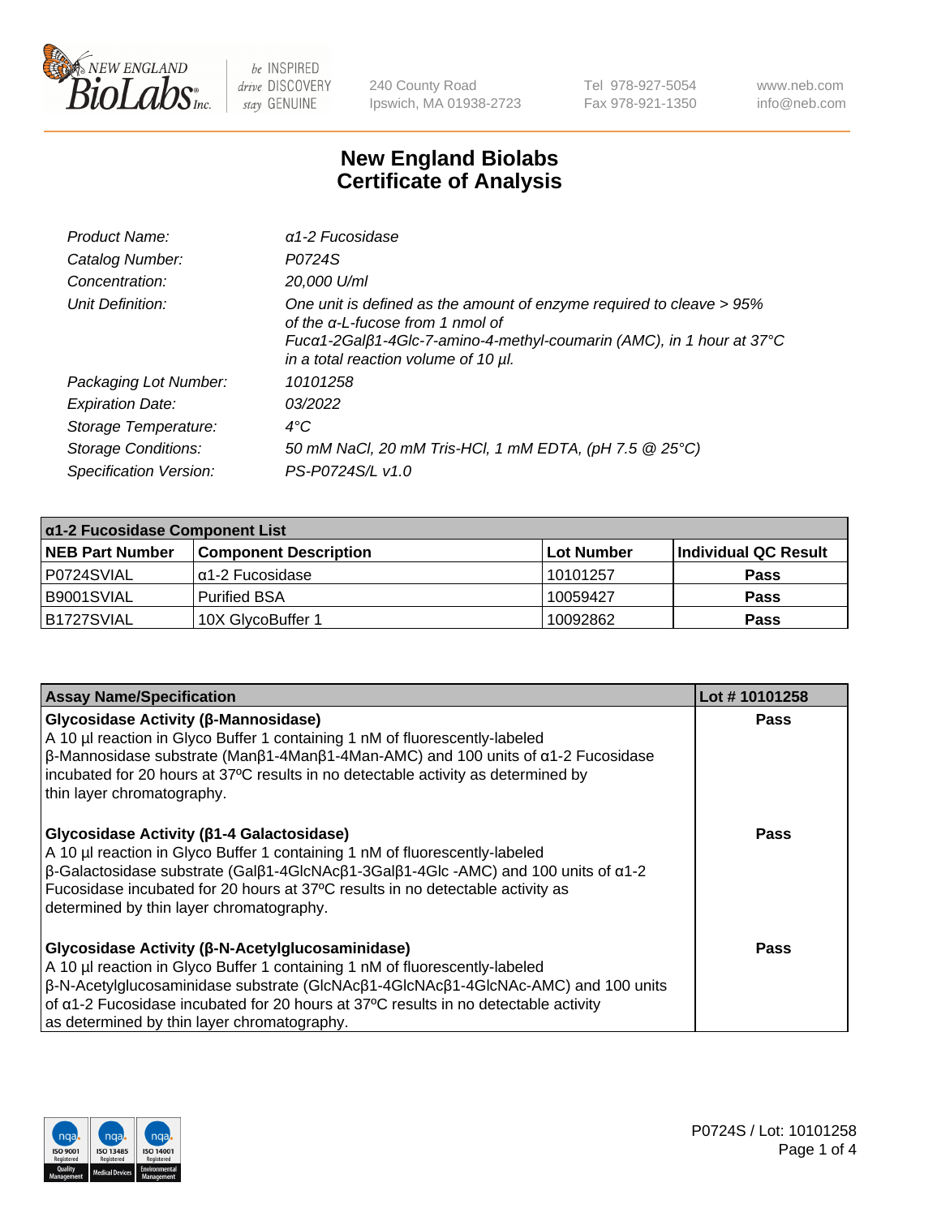New England BioLabs Inc. — be INSPIRED drive DISCOVERY stay GENUINE

240 County Road Ipswich, MA 01938-2723 | Tel 978-927-5054 Fax 978-921-1350 | www.neb.com info@neb.com

# New England Biolabs Certificate of Analysis

| | |
|---|---|
| *Product Name:* | *α1-2 Fucosidase* |
| *Catalog Number:* | *P0724S* |
| *Concentration:* | *20,000 U/ml* |
| *Unit Definition:* | *One unit is defined as the amount of enzyme required to cleave > 95% of the α-L-fucose from 1 nmol of Fucα1-2Galβ1-4Glc-7-amino-4-methyl-coumarin (AMC), in 1 hour at 37°C in a total reaction volume of 10 µl.* |
| *Packaging Lot Number:* | *10101258* |
| *Expiration Date:* | *03/2022* |
| *Storage Temperature:* | *4°C* |
| *Storage Conditions:* | *50 mM NaCl, 20 mM Tris-HCl, 1 mM EDTA, (pH 7.5 @ 25°C)* |
| *Specification Version:* | *PS-P0724S/L v1.0* |

| α1-2 Fucosidase Component List | | | |
|---|---|---|---|
| **NEB Part Number** | **Component Description** | **Lot Number** | **Individual QC Result** |
| P0724SVIAL | α1-2 Fucosidase | 10101257 | **Pass** |
| B9001SVIAL | Purified BSA | 10059427 | **Pass** |
| B1727SVIAL | 10X GlycoBuffer 1 | 10092862 | **Pass** |

| Assay Name/Specification | Lot # 10101258 |
|---|---|
| **Glycosidase Activity (β-Mannosidase)**<br>A 10 µl reaction in Glyco Buffer 1 containing 1 nM of fluorescently-labeled β-Mannosidase substrate (Manβ1-4Manβ1-4Man-AMC) and 100 units of α1-2 Fucosidase incubated for 20 hours at 37ºC results in no detectable activity as determined by thin layer chromatography. | **Pass** |
| **Glycosidase Activity (β1-4 Galactosidase)**<br>A 10 µl reaction in Glyco Buffer 1 containing 1 nM of fluorescently-labeled β-Galactosidase substrate (Galβ1-4GlcNAcβ1-3Galβ1-4Glc -AMC) and 100 units of α1-2 Fucosidase incubated for 20 hours at 37ºC results in no detectable activity as determined by thin layer chromatography. | **Pass** |
| **Glycosidase Activity (β-N-Acetylglucosaminidase)**<br>A 10 µl reaction in Glyco Buffer 1 containing 1 nM of fluorescently-labeled β-N-Acetylglucosaminidase substrate (GlcNAcβ1-4GlcNAcβ1-4GlcNAc-AMC) and 100 units of α1-2 Fucosidase incubated for 20 hours at 37ºC results in no detectable activity as determined by thin layer chromatography. | **Pass** |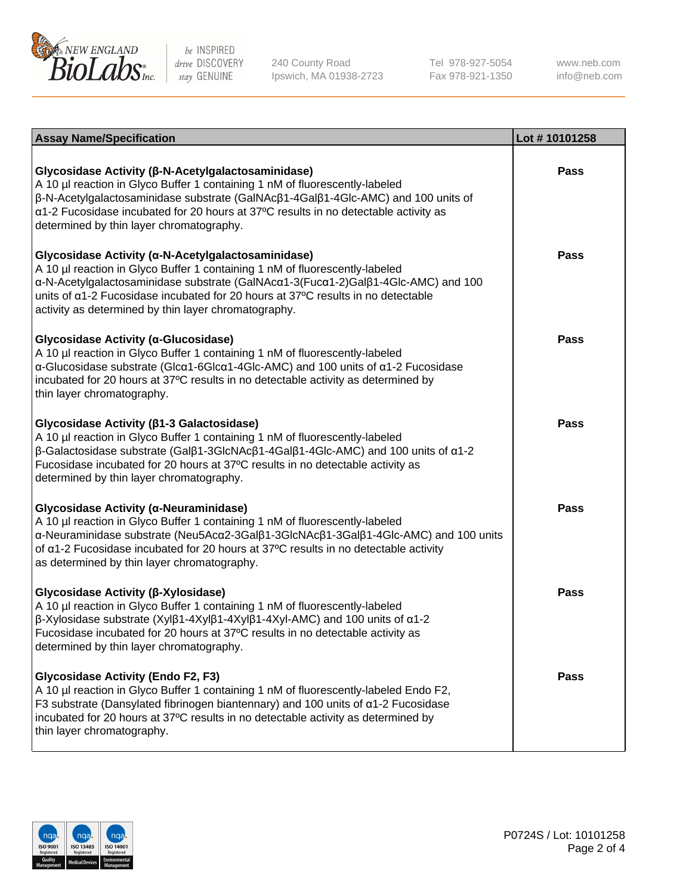| Assay Name/Specification | Lot # 10101258 |
| --- | --- |
| **Glycosidase Activity (β-N-Acetylgalactosaminidase)**<br>A 10 µl reaction in Glyco Buffer 1 containing 1 nM of fluorescently-labeled β-N-Acetylgalactosaminidase substrate (GalNAcβ1-4Galβ1-4Glc-AMC) and 100 units of α1-2 Fucosidase incubated for 20 hours at 37ºC results in no detectable activity as determined by thin layer chromatography. | Pass |
| **Glycosidase Activity (α-N-Acetylgalactosaminidase)**<br>A 10 µl reaction in Glyco Buffer 1 containing 1 nM of fluorescently-labeled α-N-Acetylgalactosaminidase substrate (GalNAcα1-3(Fucα1-2)Galβ1-4Glc-AMC) and 100 units of α1-2 Fucosidase incubated for 20 hours at 37ºC results in no detectable activity as determined by thin layer chromatography. | Pass |
| **Glycosidase Activity (α-Glucosidase)**<br>A 10 µl reaction in Glyco Buffer 1 containing 1 nM of fluorescently-labeled α-Glucosidase substrate (Glcα1-6Glcα1-4Glc-AMC) and 100 units of α1-2 Fucosidase incubated for 20 hours at 37ºC results in no detectable activity as determined by thin layer chromatography. | Pass |
| **Glycosidase Activity (β1-3 Galactosidase)**<br>A 10 µl reaction in Glyco Buffer 1 containing 1 nM of fluorescently-labeled β-Galactosidase substrate (Galβ1-3GlcNAcβ1-4Galβ1-4Glc-AMC) and 100 units of α1-2 Fucosidase incubated for 20 hours at 37ºC results in no detectable activity as determined by thin layer chromatography. | Pass |
| **Glycosidase Activity (α-Neuraminidase)**<br>A 10 µl reaction in Glyco Buffer 1 containing 1 nM of fluorescently-labeled α-Neuraminidase substrate (Neu5Acα2-3Galβ1-3GlcNAcβ1-3Galβ1-4Glc-AMC) and 100 units of α1-2 Fucosidase incubated for 20 hours at 37ºC results in no detectable activity as determined by thin layer chromatography. | Pass |
| **Glycosidase Activity (β-Xylosidase)**<br>A 10 µl reaction in Glyco Buffer 1 containing 1 nM of fluorescently-labeled β-Xylosidase substrate (Xylβ1-4Xylβ1-4Xylβ1-4Xyl-AMC) and 100 units of α1-2 Fucosidase incubated for 20 hours at 37ºC results in no detectable activity as determined by thin layer chromatography. | Pass |
| **Glycosidase Activity (Endo F2, F3)**<br>A 10 µl reaction in Glyco Buffer 1 containing 1 nM of fluorescently-labeled Endo F2, F3 substrate (Dansylated fibrinogen biantennary) and 100 units of α1-2 Fucosidase incubated for 20 hours at 37ºC results in no detectable activity as determined by thin layer chromatography. | Pass |

P0724S / Lot: 10101258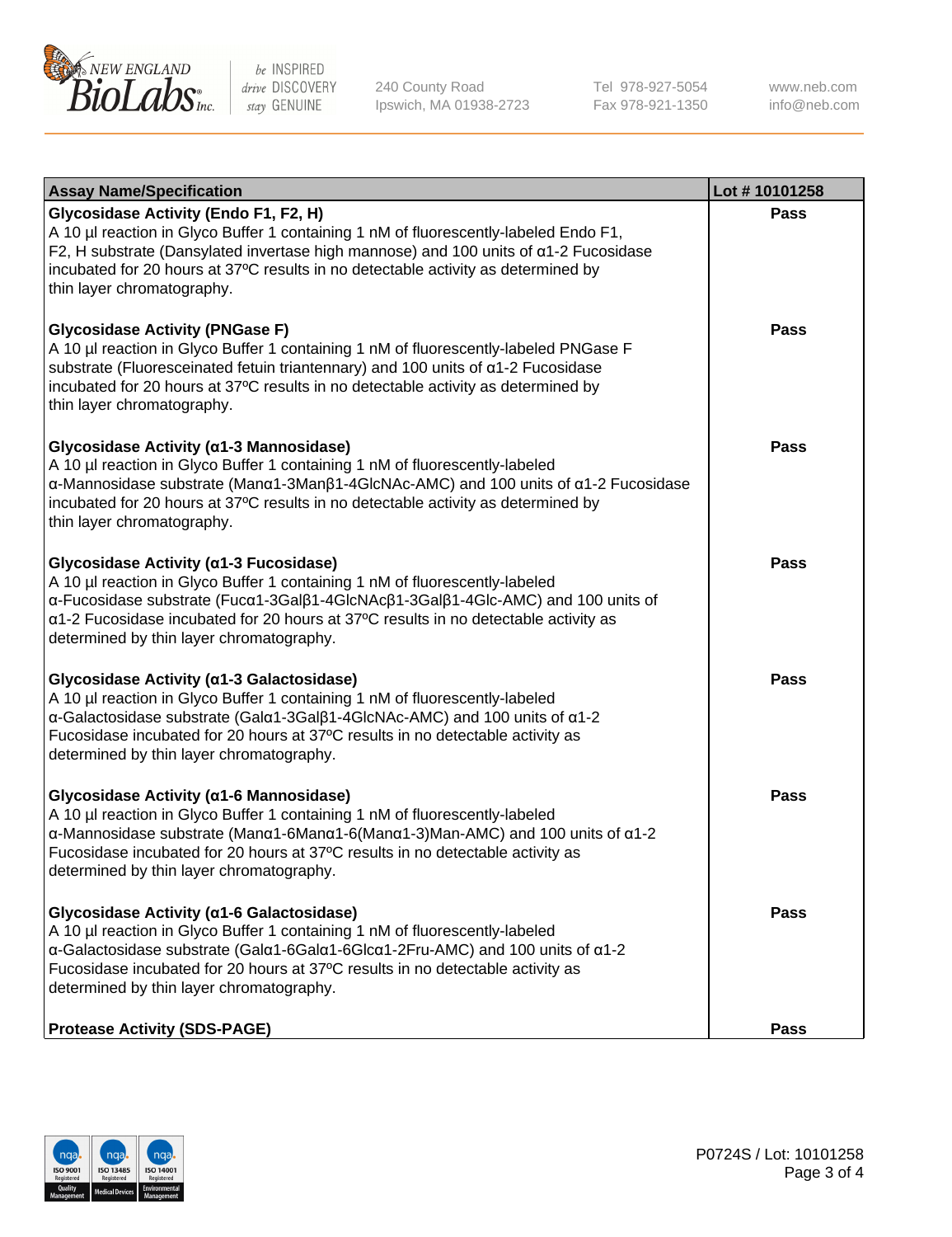| Assay Name/Specification | Lot # 10101258 |
|---|---|
| **Glycosidase Activity (Endo F1, F2, H)**<br>A 10 µl reaction in Glyco Buffer 1 containing 1 nM of fluorescently-labeled Endo F1, F2, H substrate (Dansylated invertase high mannose) and 100 units of α1-2 Fucosidase incubated for 20 hours at 37ºC results in no detectable activity as determined by thin layer chromatography. | Pass |
| **Glycosidase Activity (PNGase F)**<br>A 10 µl reaction in Glyco Buffer 1 containing 1 nM of fluorescently-labeled PNGase F substrate (Fluoresceinated fetuin triantennary) and 100 units of α1-2 Fucosidase incubated for 20 hours at 37ºC results in no detectable activity as determined by thin layer chromatography. | Pass |
| **Glycosidase Activity (α1-3 Mannosidase)**<br>A 10 µl reaction in Glyco Buffer 1 containing 1 nM of fluorescently-labeled α-Mannosidase substrate (Manα1-3Manβ1-4GlcNAc-AMC) and 100 units of α1-2 Fucosidase incubated for 20 hours at 37ºC results in no detectable activity as determined by thin layer chromatography. | Pass |
| **Glycosidase Activity (α1-3 Fucosidase)**<br>A 10 µl reaction in Glyco Buffer 1 containing 1 nM of fluorescently-labeled α-Fucosidase substrate (Fucα1-3Galβ1-4GlcNAcβ1-3Galβ1-4Glc-AMC) and 100 units of α1-2 Fucosidase incubated for 20 hours at 37ºC results in no detectable activity as determined by thin layer chromatography. | Pass |
| **Glycosidase Activity (α1-3 Galactosidase)**<br>A 10 µl reaction in Glyco Buffer 1 containing 1 nM of fluorescently-labeled α-Galactosidase substrate (Galα1-3Galβ1-4GlcNAc-AMC) and 100 units of α1-2 Fucosidase incubated for 20 hours at 37ºC results in no detectable activity as determined by thin layer chromatography. | Pass |
| **Glycosidase Activity (α1-6 Mannosidase)**<br>A 10 µl reaction in Glyco Buffer 1 containing 1 nM of fluorescently-labeled α-Mannosidase substrate (Manα1-6Manα1-6(Manα1-3)Man-AMC) and 100 units of α1-2 Fucosidase incubated for 20 hours at 37ºC results in no detectable activity as determined by thin layer chromatography. | Pass |
| **Glycosidase Activity (α1-6 Galactosidase)**<br>A 10 µl reaction in Glyco Buffer 1 containing 1 nM of fluorescently-labeled α-Galactosidase substrate (Galα1-6Galα1-6Glcα1-2Fru-AMC) and 100 units of α1-2 Fucosidase incubated for 20 hours at 37ºC results in no detectable activity as determined by thin layer chromatography. | Pass |
| **Protease Activity (SDS-PAGE)** | Pass |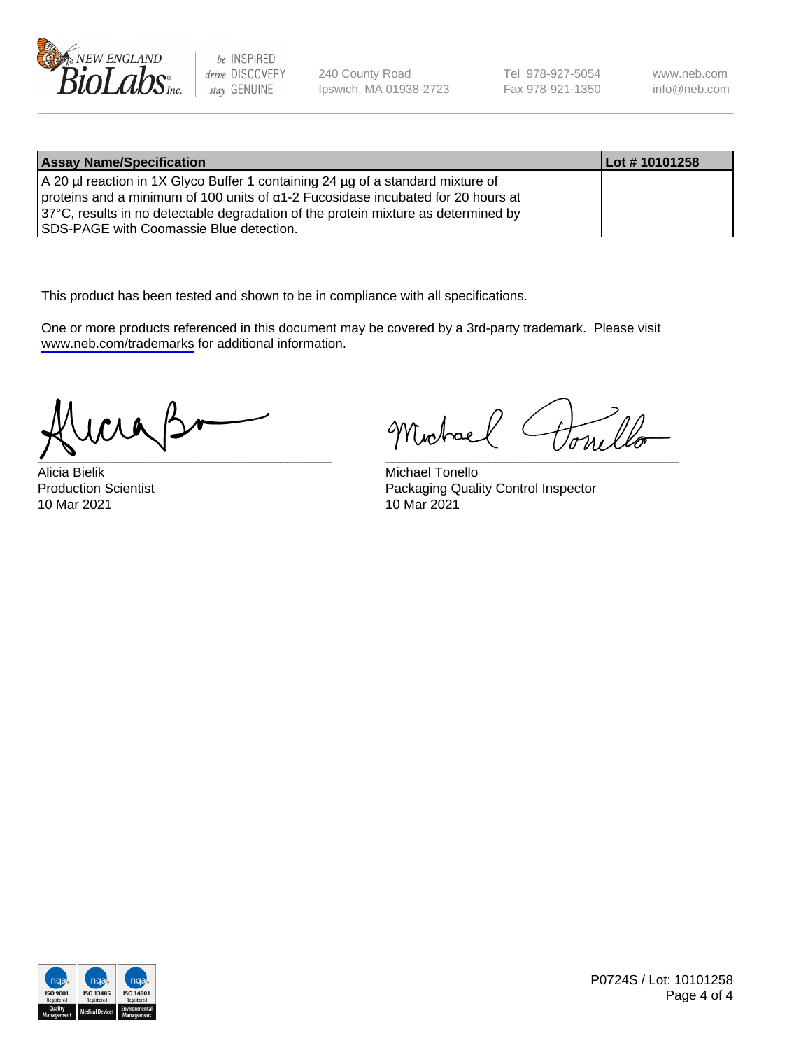| Assay Name/Specification | Lot # 10101258 |
| --- | --- |
| A 20 µl reaction in 1X Glyco Buffer 1 containing 24 µg of a standard mixture of proteins and a minimum of 100 units of α1-2 Fucosidase incubated for 20 hours at 37°C, results in no detectable degradation of the protein mixture as determined by SDS-PAGE with Coomassie Blue detection. | |

This product has been tested and shown to be in compliance with all specifications.

One or more products referenced in this document may be covered by a 3rd-party trademark. Please visit www.neb.com/trademarks for additional information.

Alicia Bielik
Production Scientist
10 Mar 2021

Michael Tonello
Packaging Quality Control Inspector
10 Mar 2021

P0724S / Lot: 10101258